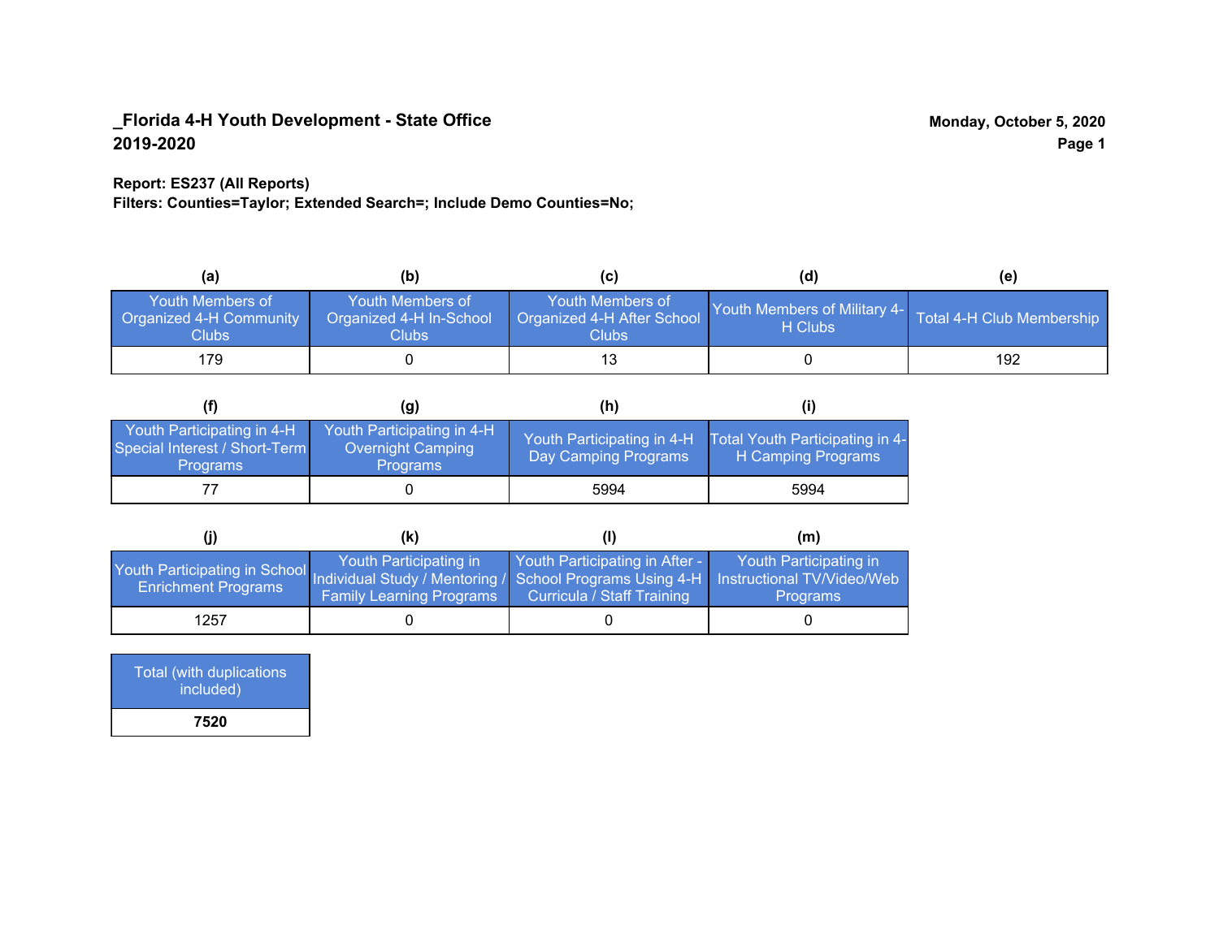**_Florida 4-H Youth Development - State Office**
**2019-2020**

**Monday, October 5, 2020**

**Report: ES237 (All Reports)**
**Filters: Counties=Taylor; Extended Search=; Include Demo Counties=No;**

| (a) | (b) | (c) | (d) | (e) |
|---|---|---|---|---|
| Youth Members of Organized 4-H Community Clubs | Youth Members of Organized 4-H In-School Clubs | Youth Members of Organized 4-H After School Clubs | Youth Members of Military 4-H Clubs | Total 4-H Club Membership |
| 179 | 0 | 13 | 0 | 192 |

| (f) | (g) | (h) | (i) |
|---|---|---|---|
| Youth Participating in 4-H Special Interest / Short-Term Programs | Youth Participating in 4-H Overnight Camping Programs | Youth Participating in 4-H Day Camping Programs | Total Youth Participating in 4-H Camping Programs |
| 77 | 0 | 5994 | 5994 |

| (j) | (k) | (l) | (m) |
|---|---|---|---|
| Youth Participating in School Enrichment Programs | Youth Participating in Individual Study / Mentoring / Family Learning Programs | Youth Participating in After - School Programs Using 4-H Curricula / Staff Training | Youth Participating in Instructional TV/Video/Web Programs |
| 1257 | 0 | 0 | 0 |

| Total (with duplications included) |
|---|
| **7520** |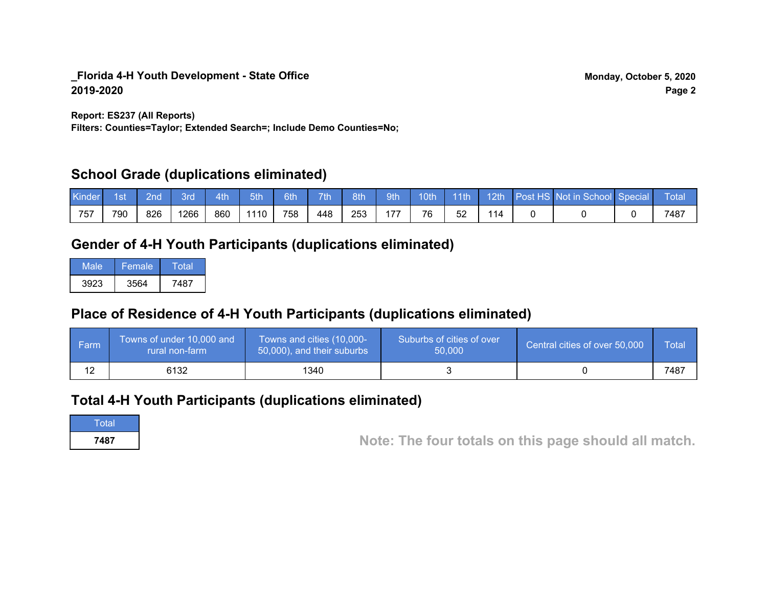**_Florida 4-H Youth Development - State Office**
**2019-2020**

**Monday, October 5, 2020**

**Report: ES237 (All Reports)**
**Filters: Counties=Taylor; Extended Search=; Include Demo Counties=No;**

## School Grade (duplications eliminated)

| Kinder | 1st | 2nd | 3rd | 4th | 5th | 6th | 7th | 8th | 9th | 10th | 11th | 12th | Post HS | Not in School | Special | Total |
|---|---|---|---|---|---|---|---|---|---|---|---|---|---|---|---|---|
| 757 | 790 | 826 | 1266 | 860 | 1110 | 758 | 448 | 253 | 177 | 76 | 52 | 114 | 0 | 0 | 0 | 7487 |

## Gender of 4-H Youth Participants (duplications eliminated)

| Male | Female | Total |
|---|---|---|
| 3923 | 3564 | 7487 |

## Place of Residence of 4-H Youth Participants (duplications eliminated)

| Farm | Towns of under 10,000 and rural non-farm | Towns and cities (10,000-50,000), and their suburbs | Suburbs of cities of over 50,000 | Central cities of over 50,000 | Total |
|---|---|---|---|---|---|
| 12 | 6132 | 1340 | 3 | 0 | 7487 |

## Total 4-H Youth Participants (duplications eliminated)

| Total |
|---|
| **7487** |

**Note: The four totals on this page should all match.**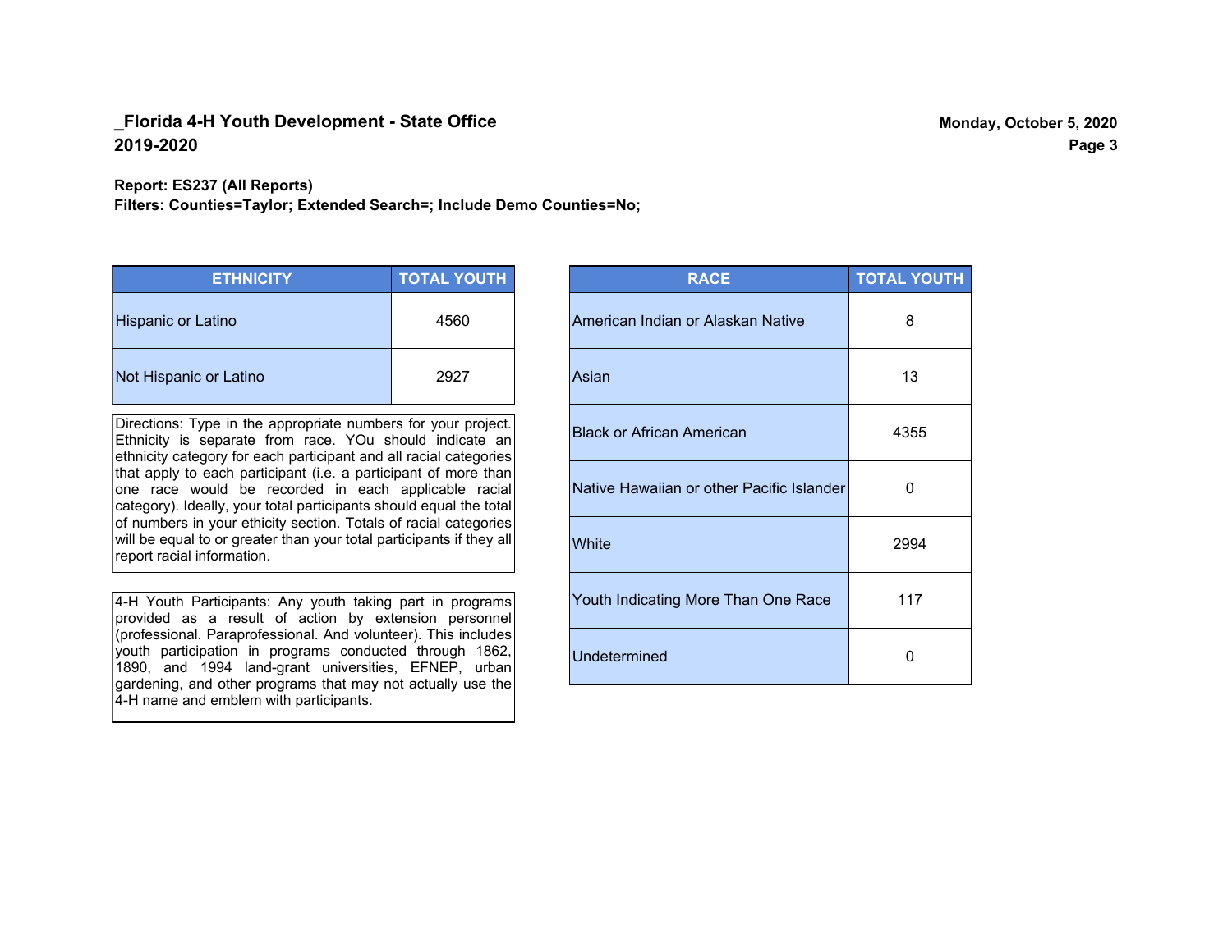**_Florida 4-H Youth Development - State Office**
**2019-2020**

**Monday, October 5, 2020**

**Report: ES237 (All Reports)**
**Filters: Counties=Taylor; Extended Search=; Include Demo Counties=No;**

| ETHNICITY | TOTAL YOUTH |
|---|---|
| Hispanic or Latino | 4560 |
| Not Hispanic or Latino | 2927 |

Directions: Type in the appropriate numbers for your project. Ethnicity is separate from race. YOu should indicate an ethnicity category for each participant and all racial categories that apply to each participant (i.e. a participant of more than one race would be recorded in each applicable racial category). Ideally, your total participants should equal the total of numbers in your ethicity section. Totals of racial categories will be equal to or greater than your total participants if they all report racial information.

4-H Youth Participants: Any youth taking part in programs provided as a result of action by extension personnel (professional. Paraprofessional. And volunteer). This includes youth participation in programs conducted through 1862, 1890, and 1994 land-grant universities, EFNEP, urban gardening, and other programs that may not actually use the 4-H name and emblem with participants.

| RACE | TOTAL YOUTH |
|---|---|
| American Indian or Alaskan Native | 8 |
| Asian | 13 |
| Black or African American | 4355 |
| Native Hawaiian or other Pacific Islander | 0 |
| White | 2994 |
| Youth Indicating More Than One Race | 117 |
| Undetermined | 0 |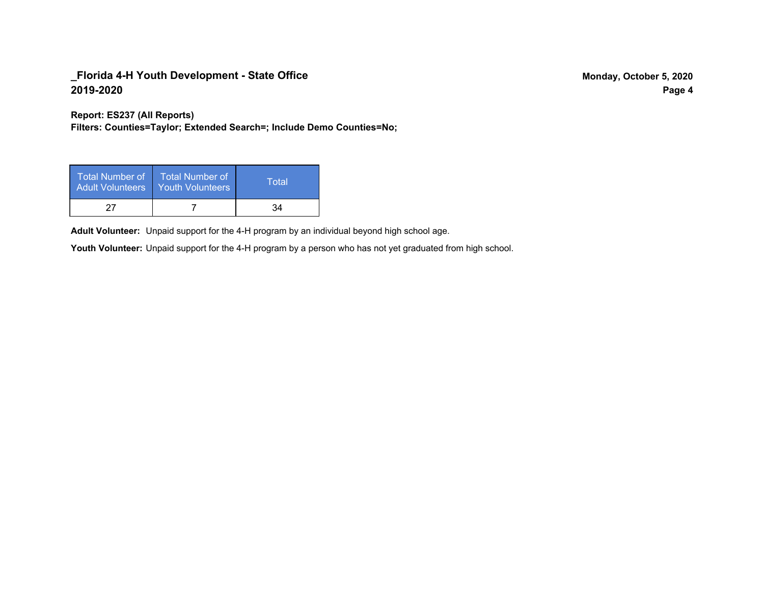**Report: ES237 (All Reports)**
**Filters: Counties=Taylor; Extended Search=; Include Demo Counties=No;**

| Total Number of Adult Volunteers | Total Number of Youth Volunteers | Total |
|---|---|---|
| 27 | 7 | 34 |

**Adult Volunteer:** Unpaid support for the 4-H program by an individual beyond high school age.

**Youth Volunteer:** Unpaid support for the 4-H program by a person who has not yet graduated from high school.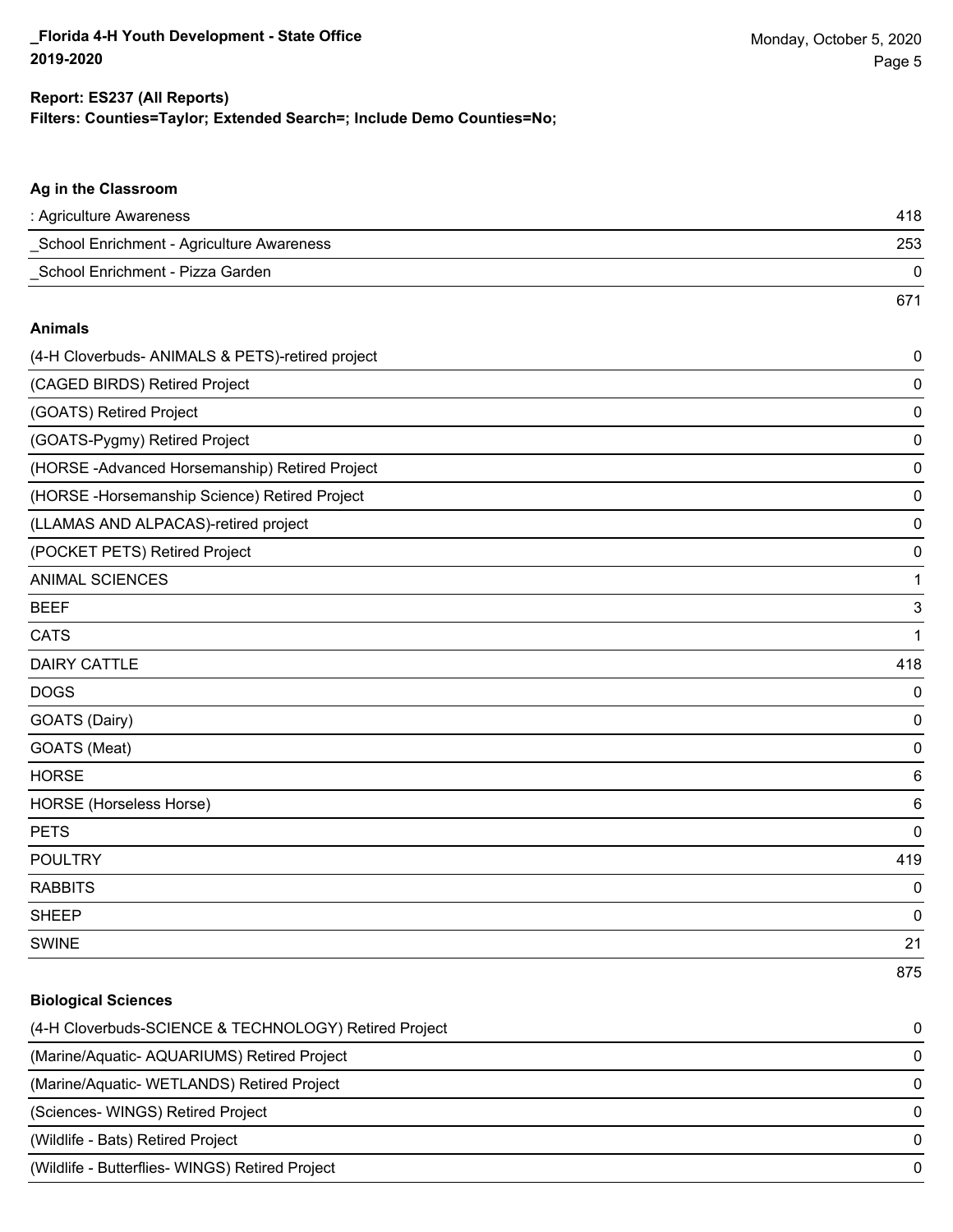**Report: ES237 (All Reports)**
**Filters: Counties=Taylor; Extended Search=; Include Demo Counties=No;**

### Ag in the Classroom

| | |
|---|---|
| : Agriculture Awareness | 418 |
| _School Enrichment - Agriculture Awareness | 253 |
| _School Enrichment - Pizza Garden | 0 |
| | 671 |

### Animals

| | |
|---|---|
| (4-H Cloverbuds- ANIMALS & PETS)-retired project | 0 |
| (CAGED BIRDS) Retired Project | 0 |
| (GOATS) Retired Project | 0 |
| (GOATS-Pygmy) Retired Project | 0 |
| (HORSE -Advanced Horsemanship) Retired Project | 0 |
| (HORSE -Horsemanship Science) Retired Project | 0 |
| (LLAMAS AND ALPACAS)-retired project | 0 |
| (POCKET PETS) Retired Project | 0 |
| ANIMAL SCIENCES | 1 |
| BEEF | 3 |
| CATS | 1 |
| DAIRY CATTLE | 418 |
| DOGS | 0 |
| GOATS (Dairy) | 0 |
| GOATS (Meat) | 0 |
| HORSE | 6 |
| HORSE (Horseless Horse) | 6 |
| PETS | 0 |
| POULTRY | 419 |
| RABBITS | 0 |
| SHEEP | 0 |
| SWINE | 21 |
| | 875 |

### Biological Sciences

| | |
|---|---|
| (4-H Cloverbuds-SCIENCE & TECHNOLOGY) Retired Project | 0 |
| (Marine/Aquatic- AQUARIUMS) Retired Project | 0 |
| (Marine/Aquatic- WETLANDS) Retired Project | 0 |
| (Sciences- WINGS) Retired Project | 0 |
| (Wildlife - Bats) Retired Project | 0 |
| (Wildlife - Butterflies- WINGS) Retired Project | 0 |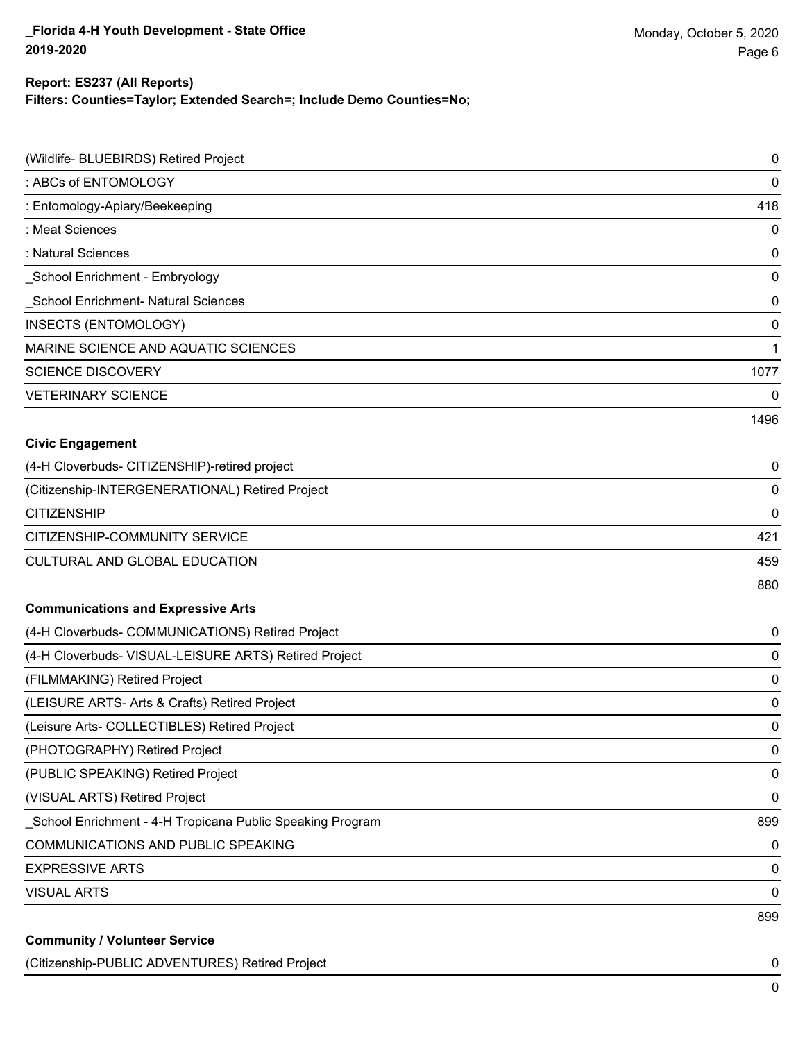**Report: ES237 (All Reports)**
**Filters: Counties=Taylor; Extended Search=; Include Demo Counties=No;**

| | |
|---|---|
| (Wildlife- BLUEBIRDS) Retired Project | 0 |
| : ABCs of ENTOMOLOGY | 0 |
| : Entomology-Apiary/Beekeeping | 418 |
| : Meat Sciences | 0 |
| : Natural Sciences | 0 |
| _School Enrichment - Embryology | 0 |
| _School Enrichment- Natural Sciences | 0 |
| INSECTS (ENTOMOLOGY) | 0 |
| MARINE SCIENCE AND AQUATIC SCIENCES | 1 |
| SCIENCE DISCOVERY | 1077 |
| VETERINARY SCIENCE | 0 |
| | 1496 |

**Civic Engagement**

| | |
|---|---|
| (4-H Cloverbuds- CITIZENSHIP)-retired project | 0 |
| (Citizenship-INTERGENERATIONAL) Retired Project | 0 |
| CITIZENSHIP | 0 |
| CITIZENSHIP-COMMUNITY SERVICE | 421 |
| CULTURAL AND GLOBAL EDUCATION | 459 |
| | 880 |

**Communications and Expressive Arts**

| | |
|---|---|
| (4-H Cloverbuds- COMMUNICATIONS) Retired Project | 0 |
| (4-H Cloverbuds- VISUAL-LEISURE ARTS) Retired Project | 0 |
| (FILMMAKING) Retired Project | 0 |
| (LEISURE ARTS- Arts & Crafts) Retired Project | 0 |
| (Leisure Arts- COLLECTIBLES) Retired Project | 0 |
| (PHOTOGRAPHY) Retired Project | 0 |
| (PUBLIC SPEAKING) Retired Project | 0 |
| (VISUAL ARTS) Retired Project | 0 |
| _School Enrichment - 4-H Tropicana Public Speaking Program | 899 |
| COMMUNICATIONS AND PUBLIC SPEAKING | 0 |
| EXPRESSIVE ARTS | 0 |
| VISUAL ARTS | 0 |
| | 899 |

**Community / Volunteer Service**

| | |
|---|---|
| (Citizenship-PUBLIC ADVENTURES) Retired Project | 0 |
| | 0 |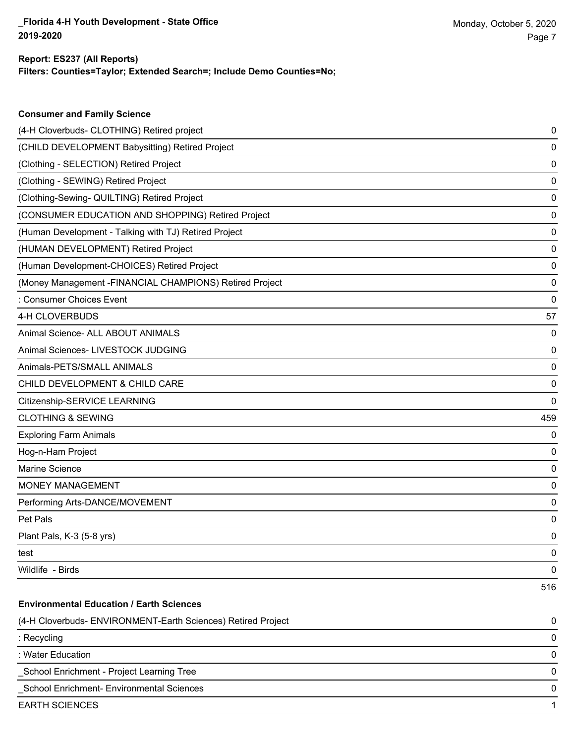**Report: ES237 (All Reports)**
**Filters: Counties=Taylor; Extended Search=; Include Demo Counties=No;**

**Consumer and Family Science**

| | |
|---|---|
| (4-H Cloverbuds- CLOTHING) Retired project | 0 |
| (CHILD DEVELOPMENT Babysitting) Retired Project | 0 |
| (Clothing - SELECTION) Retired Project | 0 |
| (Clothing - SEWING) Retired Project | 0 |
| (Clothing-Sewing- QUILTING) Retired Project | 0 |
| (CONSUMER EDUCATION AND SHOPPING) Retired Project | 0 |
| (Human Development - Talking with TJ) Retired Project | 0 |
| (HUMAN DEVELOPMENT) Retired Project | 0 |
| (Human Development-CHOICES) Retired Project | 0 |
| (Money Management -FINANCIAL CHAMPIONS) Retired Project | 0 |
| : Consumer Choices Event | 0 |
| 4-H CLOVERBUDS | 57 |
| Animal Science- ALL ABOUT ANIMALS | 0 |
| Animal Sciences- LIVESTOCK JUDGING | 0 |
| Animals-PETS/SMALL ANIMALS | 0 |
| CHILD DEVELOPMENT & CHILD CARE | 0 |
| Citizenship-SERVICE LEARNING | 0 |
| CLOTHING & SEWING | 459 |
| Exploring Farm Animals | 0 |
| Hog-n-Ham Project | 0 |
| Marine Science | 0 |
| MONEY MANAGEMENT | 0 |
| Performing Arts-DANCE/MOVEMENT | 0 |
| Pet Pals | 0 |
| Plant Pals, K-3 (5-8 yrs) | 0 |
| test | 0 |
| Wildlife - Birds | 0 |
| | 516 |

**Environmental Education / Earth Sciences**

| | |
|---|---|
| (4-H Cloverbuds- ENVIRONMENT-Earth Sciences) Retired Project | 0 |
| : Recycling | 0 |
| : Water Education | 0 |
| _School Enrichment - Project Learning Tree | 0 |
| _School Enrichment- Environmental Sciences | 0 |
| EARTH SCIENCES | 1 |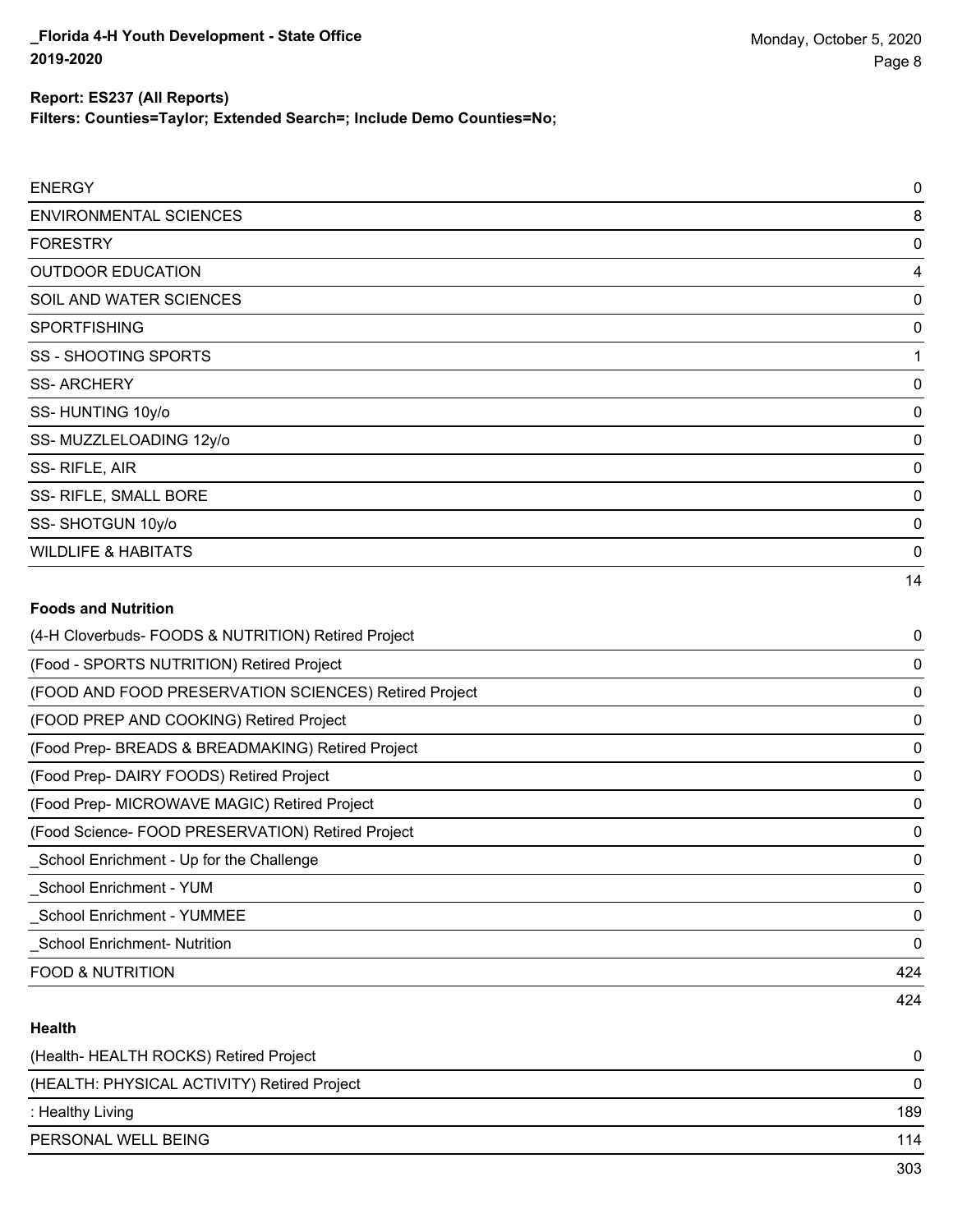| | |
|---|---|
| ENERGY | 0 |
| ENVIRONMENTAL SCIENCES | 8 |
| FORESTRY | 0 |
| OUTDOOR EDUCATION | 4 |
| SOIL AND WATER SCIENCES | 0 |
| SPORTFISHING | 0 |
| SS - SHOOTING SPORTS | 1 |
| SS- ARCHERY | 0 |
| SS- HUNTING 10y/o | 0 |
| SS- MUZZLELOADING 12y/o | 0 |
| SS- RIFLE, AIR | 0 |
| SS- RIFLE, SMALL BORE | 0 |
| SS- SHOTGUN 10y/o | 0 |
| WILDLIFE & HABITATS | 0 |
| | 14 |

### Foods and Nutrition

| | |
|---|---|
| (4-H Cloverbuds- FOODS & NUTRITION) Retired Project | 0 |
| (Food - SPORTS NUTRITION) Retired Project | 0 |
| (FOOD AND FOOD PRESERVATION SCIENCES) Retired Project | 0 |
| (FOOD PREP AND COOKING) Retired Project | 0 |
| (Food Prep- BREADS & BREADMAKING) Retired Project | 0 |
| (Food Prep- DAIRY FOODS) Retired Project | 0 |
| (Food Prep- MICROWAVE MAGIC) Retired Project | 0 |
| (Food Science- FOOD PRESERVATION) Retired Project | 0 |
| _School Enrichment - Up for the Challenge | 0 |
| _School Enrichment - YUM | 0 |
| _School Enrichment - YUMMEE | 0 |
| _School Enrichment- Nutrition | 0 |
| FOOD & NUTRITION | 424 |
| | 424 |

### Health

| | |
|---|---|
| (Health- HEALTH ROCKS) Retired Project | 0 |
| (HEALTH: PHYSICAL ACTIVITY) Retired Project | 0 |
| : Healthy Living | 189 |
| PERSONAL WELL BEING | 114 |
| | 303 |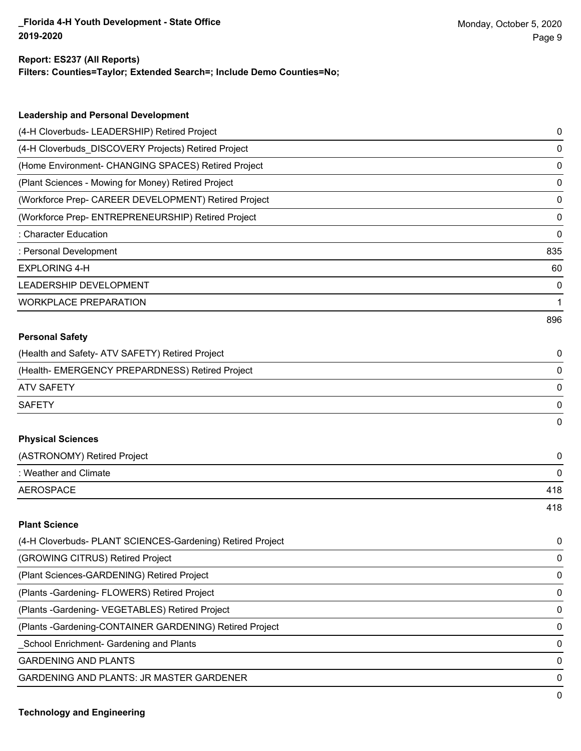**Report: ES237 (All Reports)**
**Filters: Counties=Taylor; Extended Search=; Include Demo Counties=No;**

### Leadership and Personal Development

| | |
|---|---|
| (4-H Cloverbuds- LEADERSHIP) Retired Project | 0 |
| (4-H Cloverbuds_DISCOVERY Projects) Retired Project | 0 |
| (Home Environment- CHANGING SPACES) Retired Project | 0 |
| (Plant Sciences - Mowing for Money) Retired Project | 0 |
| (Workforce Prep- CAREER DEVELOPMENT) Retired Project | 0 |
| (Workforce Prep- ENTREPRENEURSHIP) Retired Project | 0 |
| : Character Education | 0 |
| : Personal Development | 835 |
| EXPLORING 4-H | 60 |
| LEADERSHIP DEVELOPMENT | 0 |
| WORKPLACE PREPARATION | 1 |
| | 896 |

### Personal Safety

| | |
|---|---|
| (Health and Safety- ATV SAFETY) Retired Project | 0 |
| (Health- EMERGENCY PREPARDNESS) Retired Project | 0 |
| ATV SAFETY | 0 |
| SAFETY | 0 |
| | 0 |

### Physical Sciences

| | |
|---|---|
| (ASTRONOMY) Retired Project | 0 |
| : Weather and Climate | 0 |
| AEROSPACE | 418 |
| | 418 |

### Plant Science

| | |
|---|---|
| (4-H Cloverbuds- PLANT SCIENCES-Gardening) Retired Project | 0 |
| (GROWING CITRUS) Retired Project | 0 |
| (Plant Sciences-GARDENING) Retired Project | 0 |
| (Plants -Gardening- FLOWERS) Retired Project | 0 |
| (Plants -Gardening- VEGETABLES) Retired Project | 0 |
| (Plants -Gardening-CONTAINER GARDENING) Retired Project | 0 |
| _School Enrichment- Gardening and Plants | 0 |
| GARDENING AND PLANTS | 0 |
| GARDENING AND PLANTS: JR MASTER GARDENER | 0 |
| | 0 |

### Technology and Engineering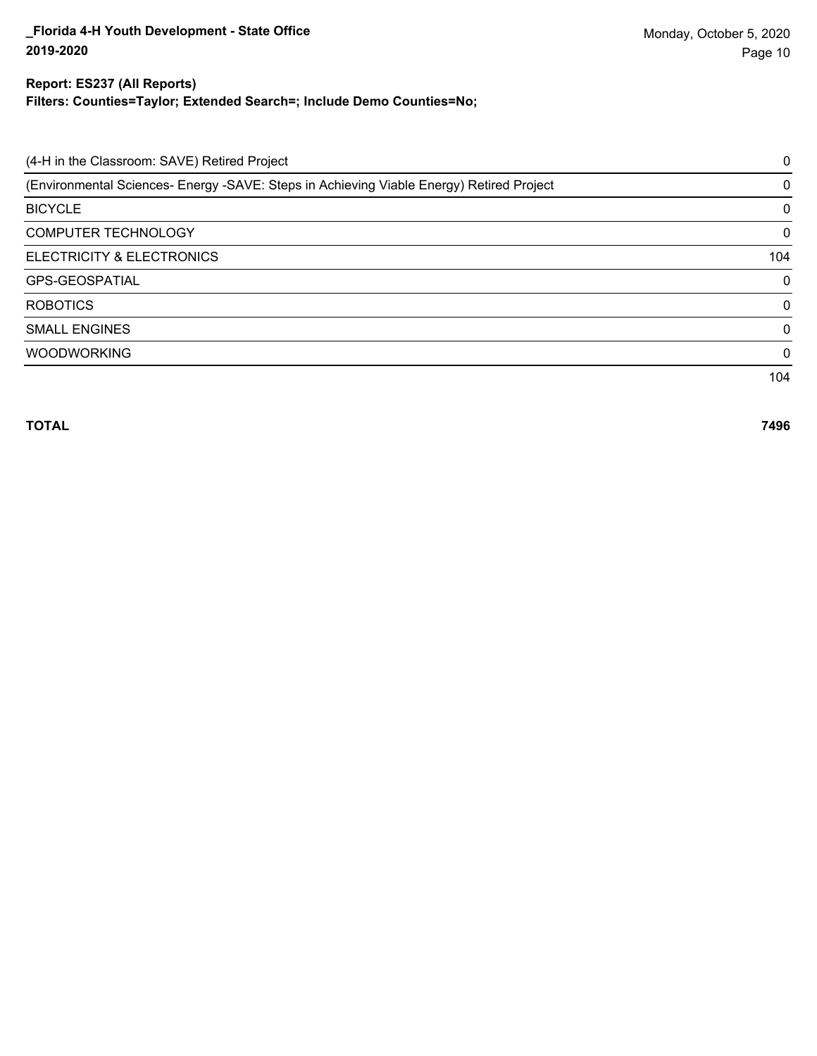**Report: ES237 (All Reports)**
**Filters: Counties=Taylor; Extended Search=; Include Demo Counties=No;**

| | |
|---|---|
| (4-H in the Classroom: SAVE) Retired Project | 0 |
| (Environmental Sciences- Energy -SAVE: Steps in Achieving Viable Energy) Retired Project | 0 |
| BICYCLE | 0 |
| COMPUTER TECHNOLOGY | 0 |
| ELECTRICITY & ELECTRONICS | 104 |
| GPS-GEOSPATIAL | 0 |
| ROBOTICS | 0 |
| SMALL ENGINES | 0 |
| WOODWORKING | 0 |
| | 104 |

**TOTAL** **7496**